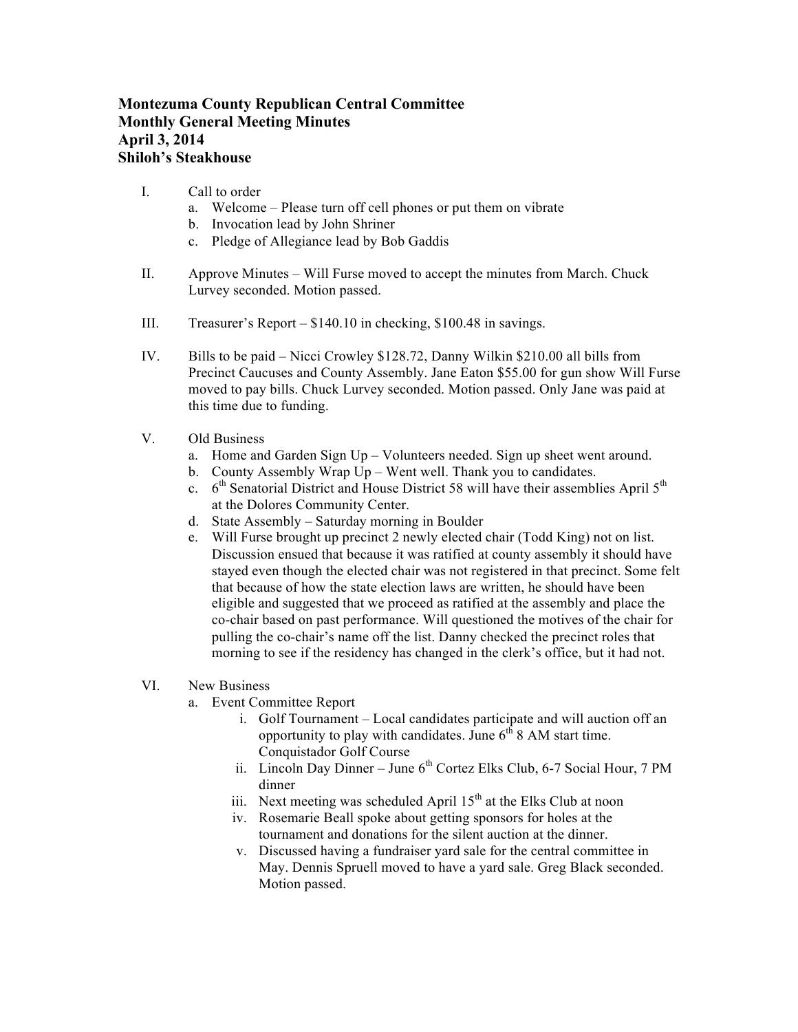**Montezuma County Republican Central Committee**
**Monthly General Meeting Minutes**
**April 3, 2014**
**Shiloh's Steakhouse**

I. Call to order
   a. Welcome – Please turn off cell phones or put them on vibrate
   b. Invocation lead by John Shriner
   c. Pledge of Allegiance lead by Bob Gaddis

II. Approve Minutes – Will Furse moved to accept the minutes from March. Chuck Lurvey seconded. Motion passed.

III. Treasurer's Report – $140.10 in checking, $100.48 in savings.

IV. Bills to be paid – Nicci Crowley $128.72, Danny Wilkin $210.00 all bills from Precinct Caucuses and County Assembly. Jane Eaton $55.00 for gun show Will Furse moved to pay bills. Chuck Lurvey seconded. Motion passed. Only Jane was paid at this time due to funding.

V. Old Business
   a. Home and Garden Sign Up – Volunteers needed. Sign up sheet went around.
   b. County Assembly Wrap Up – Went well. Thank you to candidates.
   c. 6th Senatorial District and House District 58 will have their assemblies April 5th at the Dolores Community Center.
   d. State Assembly – Saturday morning in Boulder
   e. Will Furse brought up precinct 2 newly elected chair (Todd King) not on list. Discussion ensued that because it was ratified at county assembly it should have stayed even though the elected chair was not registered in that precinct. Some felt that because of how the state election laws are written, he should have been eligible and suggested that we proceed as ratified at the assembly and place the co-chair based on past performance. Will questioned the motives of the chair for pulling the co-chair's name off the list. Danny checked the precinct roles that morning to see if the residency has changed in the clerk's office, but it had not.

VI. New Business
   a. Event Committee Report
      i. Golf Tournament – Local candidates participate and will auction off an opportunity to play with candidates. June 6th 8 AM start time. Conquistador Golf Course
      ii. Lincoln Day Dinner – June 6th Cortez Elks Club, 6-7 Social Hour, 7 PM dinner
      iii. Next meeting was scheduled April 15th at the Elks Club at noon
      iv. Rosemarie Beall spoke about getting sponsors for holes at the tournament and donations for the silent auction at the dinner.
      v. Discussed having a fundraiser yard sale for the central committee in May. Dennis Spruell moved to have a yard sale. Greg Black seconded. Motion passed.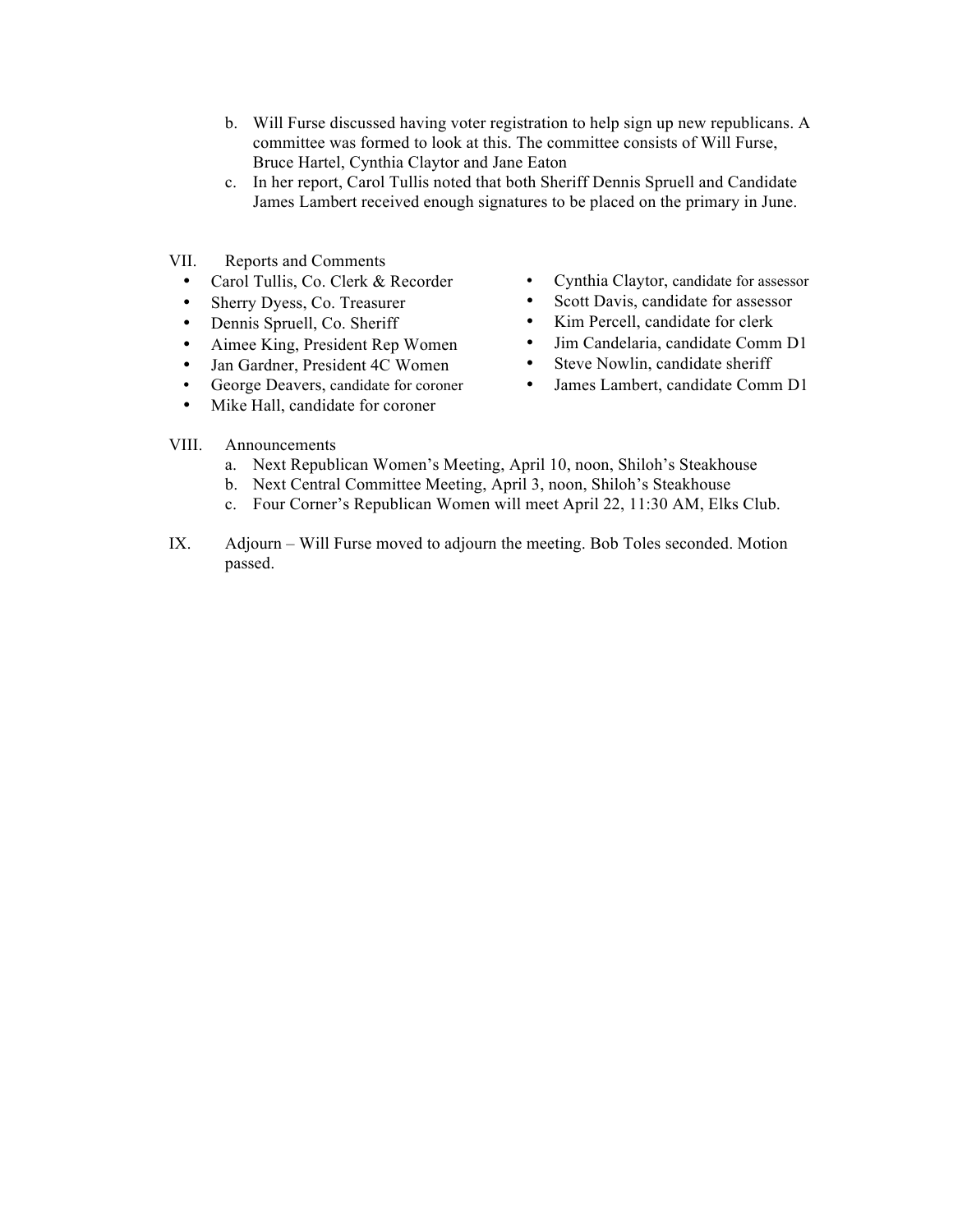b. Will Furse discussed having voter registration to help sign up new republicans. A committee was formed to look at this. The committee consists of Will Furse, Bruce Hartel, Cynthia Claytor and Jane Eaton
c. In her report, Carol Tullis noted that both Sheriff Dennis Spruell and Candidate James Lambert received enough signatures to be placed on the primary in June.

VII. Reports and Comments

- Carol Tullis, Co. Clerk & Recorder
- Sherry Dyess, Co. Treasurer
- Dennis Spruell, Co. Sheriff
- Aimee King, President Rep Women
- Jan Gardner, President 4C Women
- George Deavers, candidate for coroner
- Mike Hall, candidate for coroner
- Cynthia Claytor, candidate for assessor
- Scott Davis, candidate for assessor
- Kim Percell, candidate for clerk
- Jim Candelaria, candidate Comm D1
- Steve Nowlin, candidate sheriff
- James Lambert, candidate Comm D1

VIII. Announcements

a. Next Republican Women's Meeting, April 10, noon, Shiloh's Steakhouse
b. Next Central Committee Meeting, April 3, noon, Shiloh's Steakhouse
c. Four Corner's Republican Women will meet April 22, 11:30 AM, Elks Club.

IX. Adjourn – Will Furse moved to adjourn the meeting. Bob Toles seconded. Motion passed.